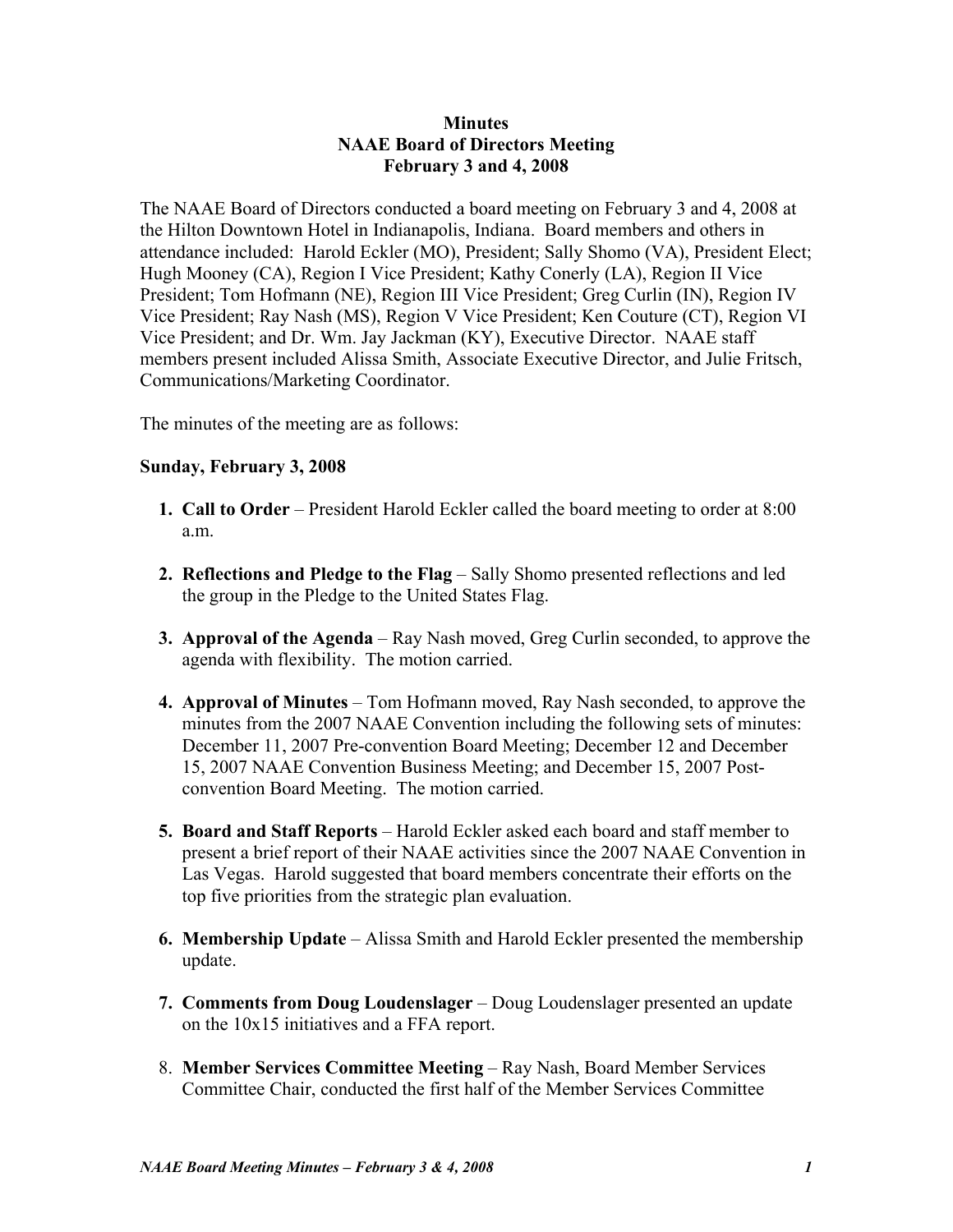# Minutes
## NAAE Board of Directors Meeting
### February 3 and 4, 2008

The NAAE Board of Directors conducted a board meeting on February 3 and 4, 2008 at the Hilton Downtown Hotel in Indianapolis, Indiana. Board members and others in attendance included: Harold Eckler (MO), President; Sally Shomo (VA), President Elect; Hugh Mooney (CA), Region I Vice President; Kathy Conerly (LA), Region II Vice President; Tom Hofmann (NE), Region III Vice President; Greg Curlin (IN), Region IV Vice President; Ray Nash (MS), Region V Vice President; Ken Couture (CT), Region VI Vice President; and Dr. Wm. Jay Jackman (KY), Executive Director. NAAE staff members present included Alissa Smith, Associate Executive Director, and Julie Fritsch, Communications/Marketing Coordinator.

The minutes of the meeting are as follows:

**Sunday, February 3, 2008**

1. **Call to Order** – President Harold Eckler called the board meeting to order at 8:00 a.m.

2. **Reflections and Pledge to the Flag** – Sally Shomo presented reflections and led the group in the Pledge to the United States Flag.

3. **Approval of the Agenda** – Ray Nash moved, Greg Curlin seconded, to approve the agenda with flexibility. The motion carried.

4. **Approval of Minutes** – Tom Hofmann moved, Ray Nash seconded, to approve the minutes from the 2007 NAAE Convention including the following sets of minutes: December 11, 2007 Pre-convention Board Meeting; December 12 and December 15, 2007 NAAE Convention Business Meeting; and December 15, 2007 Post-convention Board Meeting. The motion carried.

5. **Board and Staff Reports** – Harold Eckler asked each board and staff member to present a brief report of their NAAE activities since the 2007 NAAE Convention in Las Vegas. Harold suggested that board members concentrate their efforts on the top five priorities from the strategic plan evaluation.

6. **Membership Update** – Alissa Smith and Harold Eckler presented the membership update.

7. **Comments from Doug Loudenslager** – Doug Loudenslager presented an update on the 10x15 initiatives and a FFA report.

8. **Member Services Committee Meeting** – Ray Nash, Board Member Services Committee Chair, conducted the first half of the Member Services Committee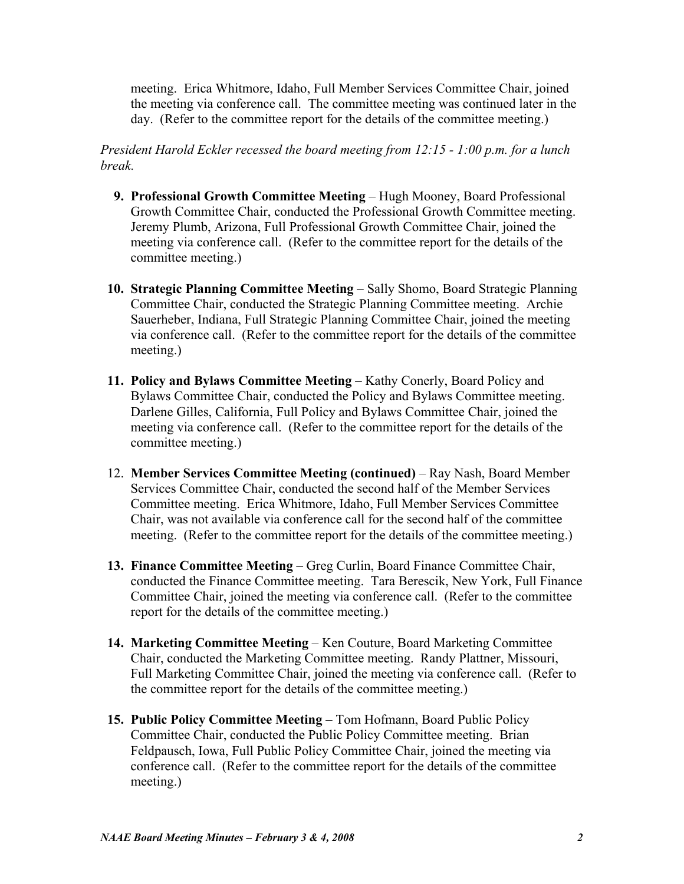meeting. Erica Whitmore, Idaho, Full Member Services Committee Chair, joined the meeting via conference call. The committee meeting was continued later in the day. (Refer to the committee report for the details of the committee meeting.)

*President Harold Eckler recessed the board meeting from 12:15 - 1:00 p.m. for a lunch break.*

9. **Professional Growth Committee Meeting** – Hugh Mooney, Board Professional Growth Committee Chair, conducted the Professional Growth Committee meeting. Jeremy Plumb, Arizona, Full Professional Growth Committee Chair, joined the meeting via conference call. (Refer to the committee report for the details of the committee meeting.)

10. **Strategic Planning Committee Meeting** – Sally Shomo, Board Strategic Planning Committee Chair, conducted the Strategic Planning Committee meeting. Archie Sauerheber, Indiana, Full Strategic Planning Committee Chair, joined the meeting via conference call. (Refer to the committee report for the details of the committee meeting.)

11. **Policy and Bylaws Committee Meeting** – Kathy Conerly, Board Policy and Bylaws Committee Chair, conducted the Policy and Bylaws Committee meeting. Darlene Gilles, California, Full Policy and Bylaws Committee Chair, joined the meeting via conference call. (Refer to the committee report for the details of the committee meeting.)

12. **Member Services Committee Meeting (continued)** – Ray Nash, Board Member Services Committee Chair, conducted the second half of the Member Services Committee meeting. Erica Whitmore, Idaho, Full Member Services Committee Chair, was not available via conference call for the second half of the committee meeting. (Refer to the committee report for the details of the committee meeting.)

13. **Finance Committee Meeting** – Greg Curlin, Board Finance Committee Chair, conducted the Finance Committee meeting. Tara Berescik, New York, Full Finance Committee Chair, joined the meeting via conference call. (Refer to the committee report for the details of the committee meeting.)

14. **Marketing Committee Meeting** – Ken Couture, Board Marketing Committee Chair, conducted the Marketing Committee meeting. Randy Plattner, Missouri, Full Marketing Committee Chair, joined the meeting via conference call. (Refer to the committee report for the details of the committee meeting.)

15. **Public Policy Committee Meeting** – Tom Hofmann, Board Public Policy Committee Chair, conducted the Public Policy Committee meeting. Brian Feldpausch, Iowa, Full Public Policy Committee Chair, joined the meeting via conference call. (Refer to the committee report for the details of the committee meeting.)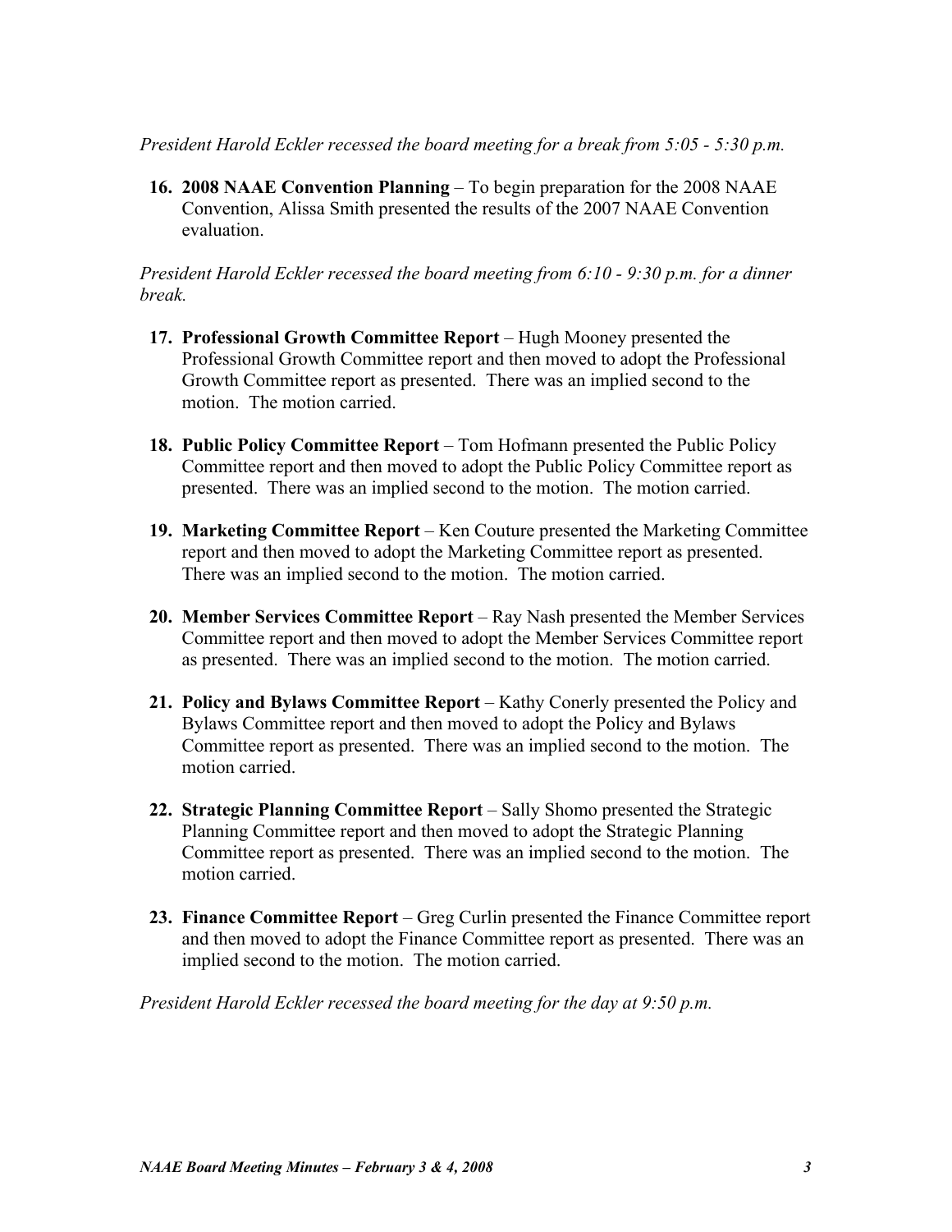*President Harold Eckler recessed the board meeting for a break from 5:05 - 5:30 p.m.*

16. **2008 NAAE Convention Planning** – To begin preparation for the 2008 NAAE Convention, Alissa Smith presented the results of the 2007 NAAE Convention evaluation.

*President Harold Eckler recessed the board meeting from 6:10 - 9:30 p.m. for a dinner break.*

17. **Professional Growth Committee Report** – Hugh Mooney presented the Professional Growth Committee report and then moved to adopt the Professional Growth Committee report as presented. There was an implied second to the motion. The motion carried.

18. **Public Policy Committee Report** – Tom Hofmann presented the Public Policy Committee report and then moved to adopt the Public Policy Committee report as presented. There was an implied second to the motion. The motion carried.

19. **Marketing Committee Report** – Ken Couture presented the Marketing Committee report and then moved to adopt the Marketing Committee report as presented. There was an implied second to the motion. The motion carried.

20. **Member Services Committee Report** – Ray Nash presented the Member Services Committee report and then moved to adopt the Member Services Committee report as presented. There was an implied second to the motion. The motion carried.

21. **Policy and Bylaws Committee Report** – Kathy Conerly presented the Policy and Bylaws Committee report and then moved to adopt the Policy and Bylaws Committee report as presented. There was an implied second to the motion. The motion carried.

22. **Strategic Planning Committee Report** – Sally Shomo presented the Strategic Planning Committee report and then moved to adopt the Strategic Planning Committee report as presented. There was an implied second to the motion. The motion carried.

23. **Finance Committee Report** – Greg Curlin presented the Finance Committee report and then moved to adopt the Finance Committee report as presented. There was an implied second to the motion. The motion carried.

*President Harold Eckler recessed the board meeting for the day at 9:50 p.m.*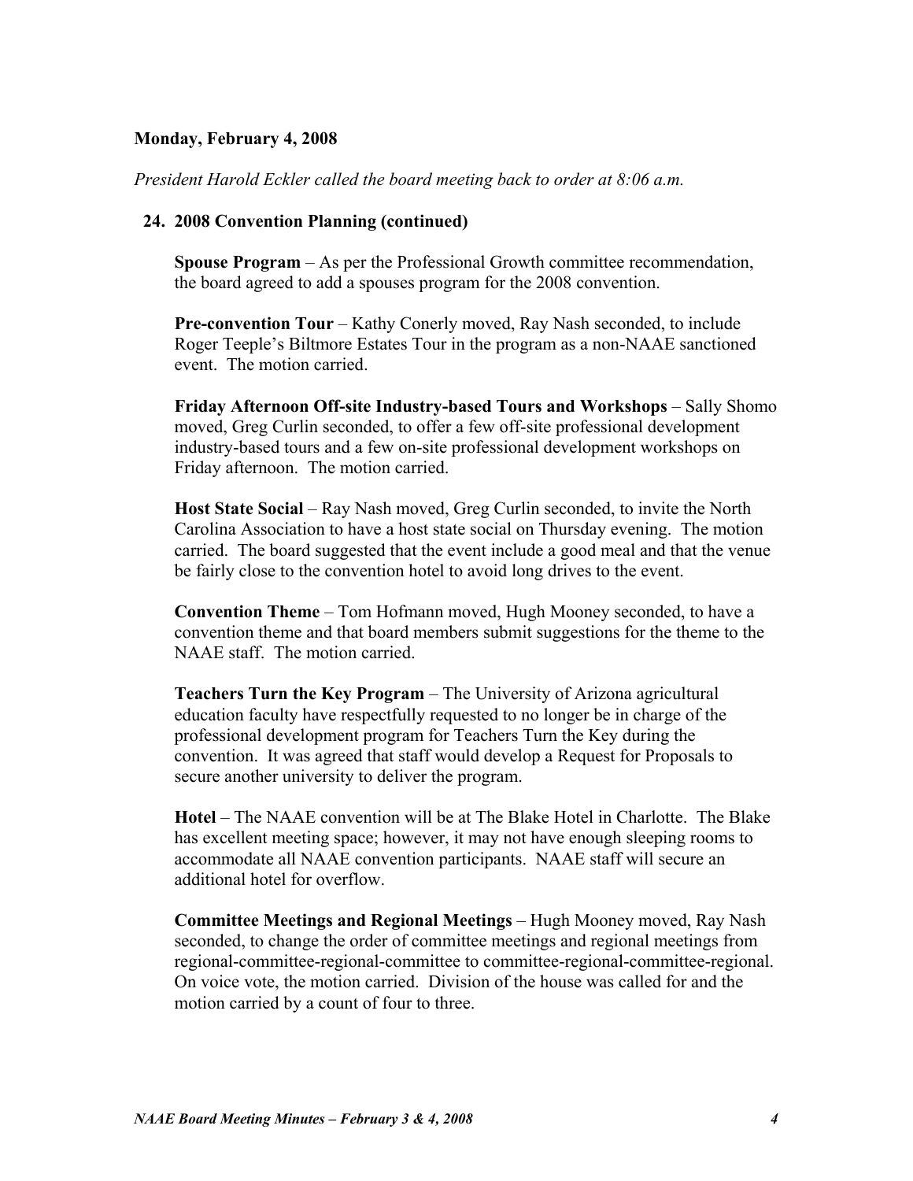**Monday, February 4, 2008**

*President Harold Eckler called the board meeting back to order at 8:06 a.m.*

**24. 2008 Convention Planning (continued)**

**Spouse Program** – As per the Professional Growth committee recommendation, the board agreed to add a spouses program for the 2008 convention.

**Pre-convention Tour** – Kathy Conerly moved, Ray Nash seconded, to include Roger Teeple's Biltmore Estates Tour in the program as a non-NAAE sanctioned event. The motion carried.

**Friday Afternoon Off-site Industry-based Tours and Workshops** – Sally Shomo moved, Greg Curlin seconded, to offer a few off-site professional development industry-based tours and a few on-site professional development workshops on Friday afternoon. The motion carried.

**Host State Social** – Ray Nash moved, Greg Curlin seconded, to invite the North Carolina Association to have a host state social on Thursday evening. The motion carried. The board suggested that the event include a good meal and that the venue be fairly close to the convention hotel to avoid long drives to the event.

**Convention Theme** – Tom Hofmann moved, Hugh Mooney seconded, to have a convention theme and that board members submit suggestions for the theme to the NAAE staff. The motion carried.

**Teachers Turn the Key Program** – The University of Arizona agricultural education faculty have respectfully requested to no longer be in charge of the professional development program for Teachers Turn the Key during the convention. It was agreed that staff would develop a Request for Proposals to secure another university to deliver the program.

**Hotel** – The NAAE convention will be at The Blake Hotel in Charlotte. The Blake has excellent meeting space; however, it may not have enough sleeping rooms to accommodate all NAAE convention participants. NAAE staff will secure an additional hotel for overflow.

**Committee Meetings and Regional Meetings** – Hugh Mooney moved, Ray Nash seconded, to change the order of committee meetings and regional meetings from regional-committee-regional-committee to committee-regional-committee-regional. On voice vote, the motion carried. Division of the house was called for and the motion carried by a count of four to three.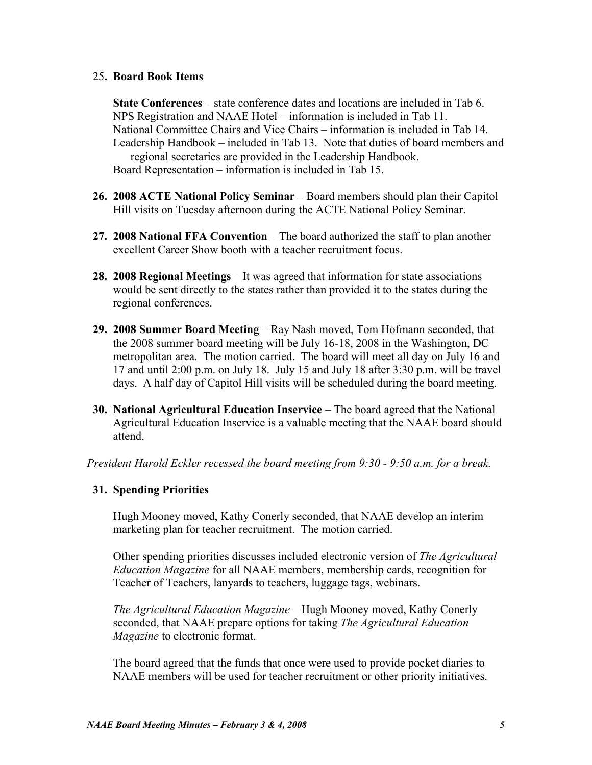25. **Board Book Items**

    **State Conferences** – state conference dates and locations are included in Tab 6.
    NPS Registration and NAAE Hotel – information is included in Tab 11.
    National Committee Chairs and Vice Chairs – information is included in Tab 14.
    Leadership Handbook – included in Tab 13. Note that duties of board members and regional secretaries are provided in the Leadership Handbook.
    Board Representation – information is included in Tab 15.

26. **2008 ACTE National Policy Seminar** – Board members should plan their Capitol Hill visits on Tuesday afternoon during the ACTE National Policy Seminar.

27. **2008 National FFA Convention** – The board authorized the staff to plan another excellent Career Show booth with a teacher recruitment focus.

28. **2008 Regional Meetings** – It was agreed that information for state associations would be sent directly to the states rather than provided it to the states during the regional conferences.

29. **2008 Summer Board Meeting** – Ray Nash moved, Tom Hofmann seconded, that the 2008 summer board meeting will be July 16-18, 2008 in the Washington, DC metropolitan area. The motion carried. The board will meet all day on July 16 and 17 and until 2:00 p.m. on July 18. July 15 and July 18 after 3:30 p.m. will be travel days. A half day of Capitol Hill visits will be scheduled during the board meeting.

30. **National Agricultural Education Inservice** – The board agreed that the National Agricultural Education Inservice is a valuable meeting that the NAAE board should attend.

*President Harold Eckler recessed the board meeting from 9:30 - 9:50 a.m. for a break.*

31. **Spending Priorities**

    Hugh Mooney moved, Kathy Conerly seconded, that NAAE develop an interim marketing plan for teacher recruitment. The motion carried.

    Other spending priorities discusses included electronic version of *The Agricultural Education Magazine* for all NAAE members, membership cards, recognition for Teacher of Teachers, lanyards to teachers, luggage tags, webinars.

    *The Agricultural Education Magazine* – Hugh Mooney moved, Kathy Conerly seconded, that NAAE prepare options for taking *The Agricultural Education Magazine* to electronic format.

    The board agreed that the funds that once were used to provide pocket diaries to NAAE members will be used for teacher recruitment or other priority initiatives.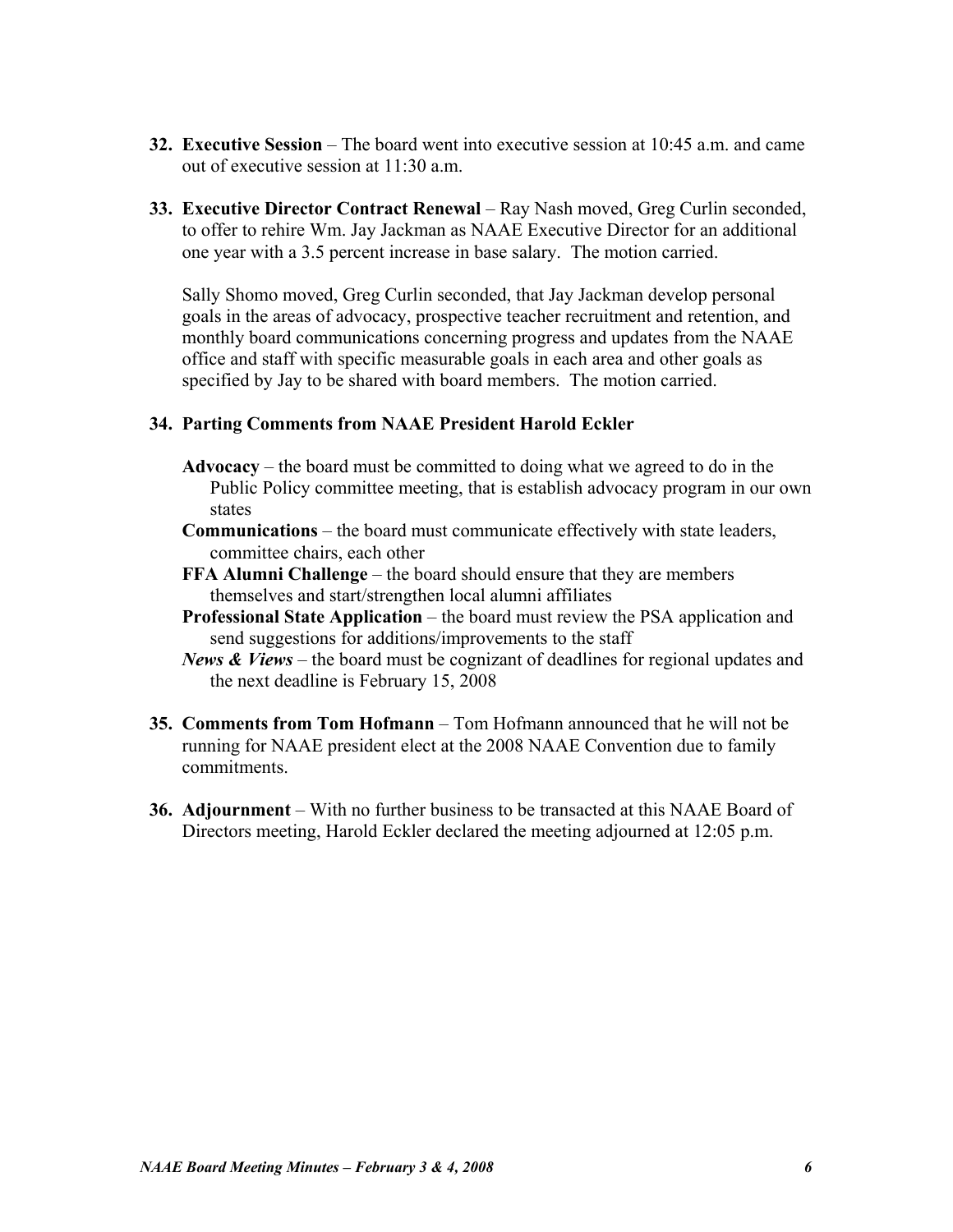32. **Executive Session** – The board went into executive session at 10:45 a.m. and came out of executive session at 11:30 a.m.

33. **Executive Director Contract Renewal** – Ray Nash moved, Greg Curlin seconded, to offer to rehire Wm. Jay Jackman as NAAE Executive Director for an additional one year with a 3.5 percent increase in base salary. The motion carried.

    Sally Shomo moved, Greg Curlin seconded, that Jay Jackman develop personal goals in the areas of advocacy, prospective teacher recruitment and retention, and monthly board communications concerning progress and updates from the NAAE office and staff with specific measurable goals in each area and other goals as specified by Jay to be shared with board members. The motion carried.

34. **Parting Comments from NAAE President Harold Eckler**

    **Advocacy** – the board must be committed to doing what we agreed to do in the Public Policy committee meeting, that is establish advocacy program in our own states

    **Communications** – the board must communicate effectively with state leaders, committee chairs, each other

    **FFA Alumni Challenge** – the board should ensure that they are members themselves and start/strengthen local alumni affiliates

    **Professional State Application** – the board must review the PSA application and send suggestions for additions/improvements to the staff

    ***News & Views*** – the board must be cognizant of deadlines for regional updates and the next deadline is February 15, 2008

35. **Comments from Tom Hofmann** – Tom Hofmann announced that he will not be running for NAAE president elect at the 2008 NAAE Convention due to family commitments.

36. **Adjournment** – With no further business to be transacted at this NAAE Board of Directors meeting, Harold Eckler declared the meeting adjourned at 12:05 p.m.